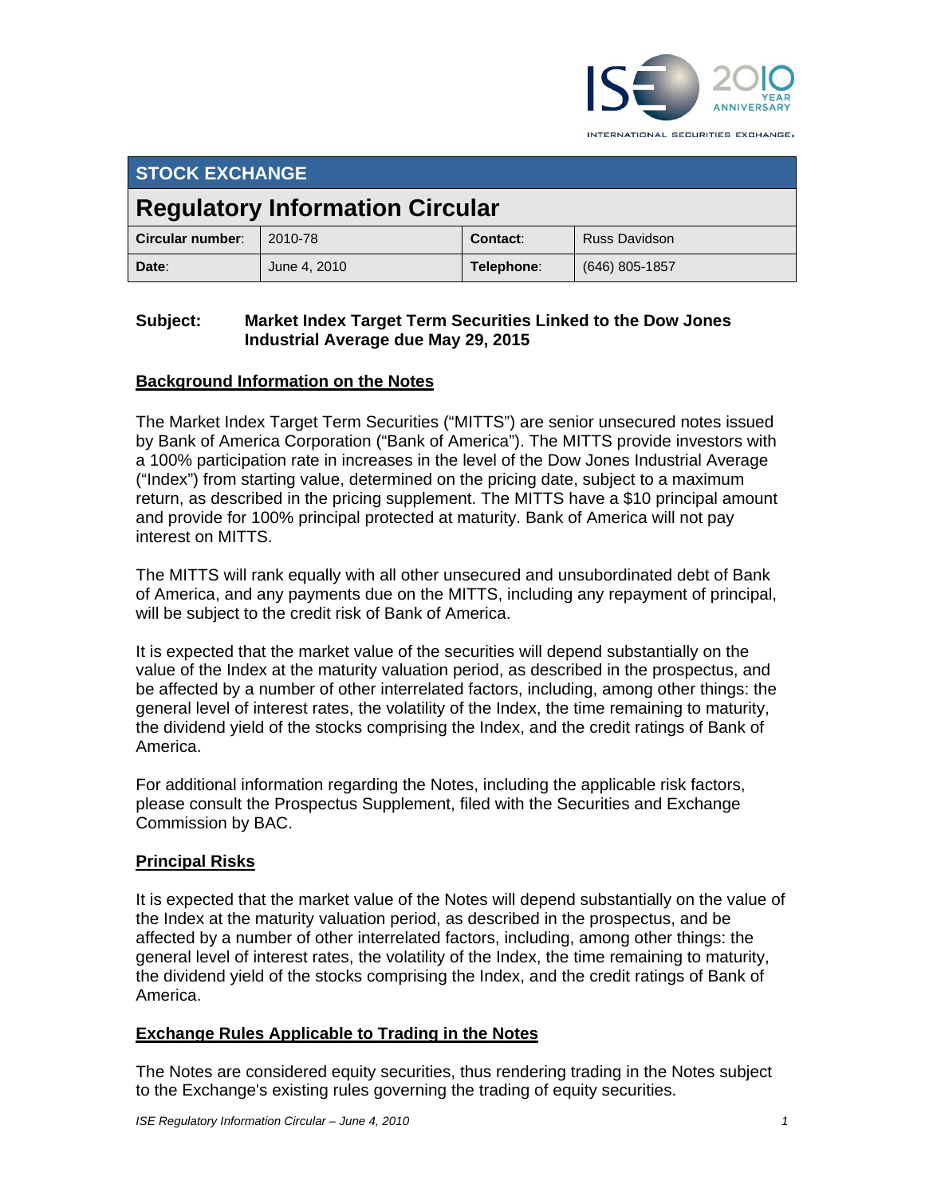## STOCK EXCHANGE

# Regulatory Information Circular

| **Circular number**: | 2010-78 | **Contact**: | Russ Davidson |
|---|---|---|---|
| **Date**: | June 4, 2010 | **Telephone**: | (646) 805-1857 |

**Subject: Market Index Target Term Securities Linked to the Dow Jones Industrial Average due May 29, 2015**

### Background Information on the Notes

The Market Index Target Term Securities ("MITTS") are senior unsecured notes issued by Bank of America Corporation ("Bank of America"). The MITTS provide investors with a 100% participation rate in increases in the level of the Dow Jones Industrial Average ("Index") from starting value, determined on the pricing date, subject to a maximum return, as described in the pricing supplement. The MITTS have a $10 principal amount and provide for 100% principal protected at maturity. Bank of America will not pay interest on MITTS.

The MITTS will rank equally with all other unsecured and unsubordinated debt of Bank of America, and any payments due on the MITTS, including any repayment of principal, will be subject to the credit risk of Bank of America.

It is expected that the market value of the securities will depend substantially on the value of the Index at the maturity valuation period, as described in the prospectus, and be affected by a number of other interrelated factors, including, among other things: the general level of interest rates, the volatility of the Index, the time remaining to maturity, the dividend yield of the stocks comprising the Index, and the credit ratings of Bank of America.

For additional information regarding the Notes, including the applicable risk factors, please consult the Prospectus Supplement, filed with the Securities and Exchange Commission by BAC.

### Principal Risks

It is expected that the market value of the Notes will depend substantially on the value of the Index at the maturity valuation period, as described in the prospectus, and be affected by a number of other interrelated factors, including, among other things: the general level of interest rates, the volatility of the Index, the time remaining to maturity, the dividend yield of the stocks comprising the Index, and the credit ratings of Bank of America.

### Exchange Rules Applicable to Trading in the Notes

The Notes are considered equity securities, thus rendering trading in the Notes subject to the Exchange's existing rules governing the trading of equity securities.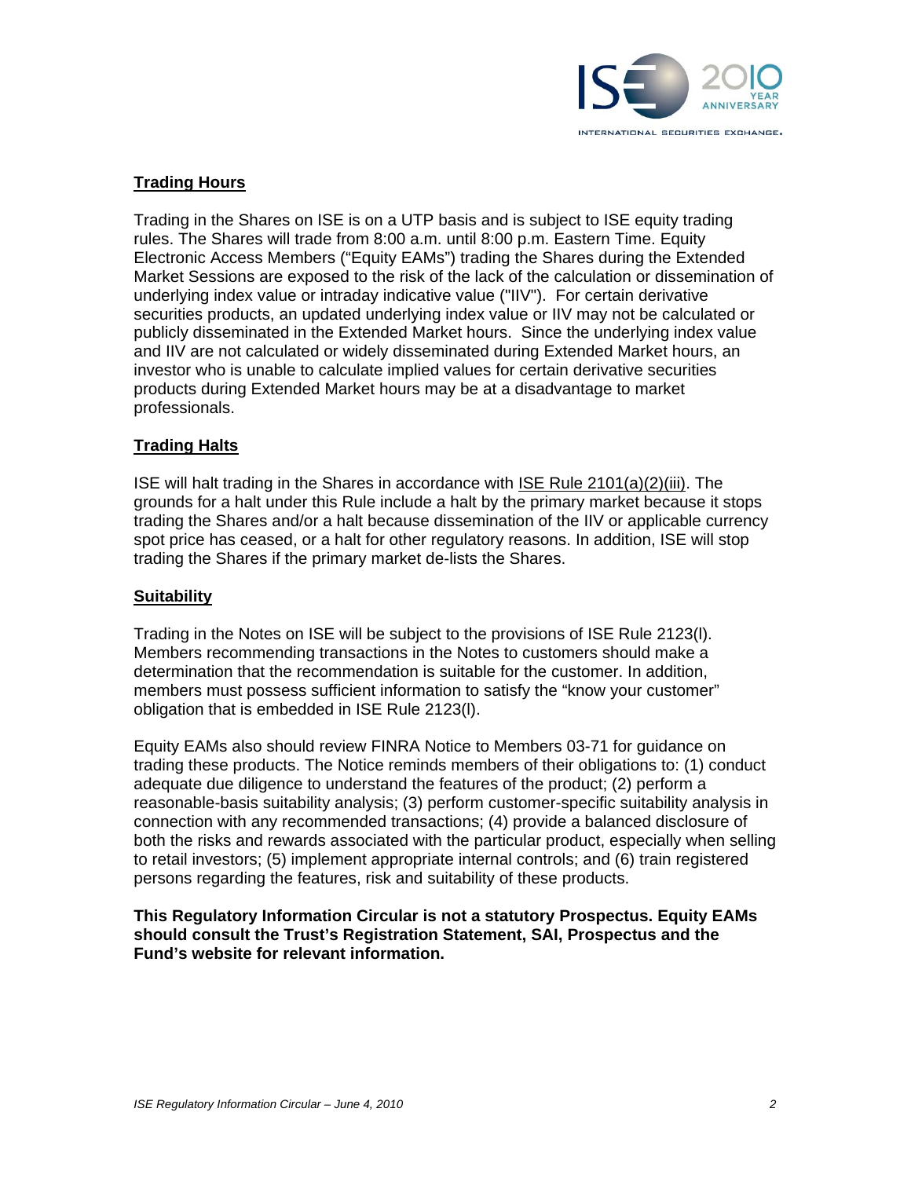## Trading Hours

Trading in the Shares on ISE is on a UTP basis and is subject to ISE equity trading rules. The Shares will trade from 8:00 a.m. until 8:00 p.m. Eastern Time. Equity Electronic Access Members ("Equity EAMs") trading the Shares during the Extended Market Sessions are exposed to the risk of the lack of the calculation or dissemination of underlying index value or intraday indicative value ("IIV"). For certain derivative securities products, an updated underlying index value or IIV may not be calculated or publicly disseminated in the Extended Market hours. Since the underlying index value and IIV are not calculated or widely disseminated during Extended Market hours, an investor who is unable to calculate implied values for certain derivative securities products during Extended Market hours may be at a disadvantage to market professionals.

## Trading Halts

ISE will halt trading in the Shares in accordance with ISE Rule 2101(a)(2)(iii). The grounds for a halt under this Rule include a halt by the primary market because it stops trading the Shares and/or a halt because dissemination of the IIV or applicable currency spot price has ceased, or a halt for other regulatory reasons. In addition, ISE will stop trading the Shares if the primary market de-lists the Shares.

## Suitability

Trading in the Notes on ISE will be subject to the provisions of ISE Rule 2123(l). Members recommending transactions in the Notes to customers should make a determination that the recommendation is suitable for the customer. In addition, members must possess sufficient information to satisfy the "know your customer" obligation that is embedded in ISE Rule 2123(l).

Equity EAMs also should review FINRA Notice to Members 03-71 for guidance on trading these products. The Notice reminds members of their obligations to: (1) conduct adequate due diligence to understand the features of the product; (2) perform a reasonable-basis suitability analysis; (3) perform customer-specific suitability analysis in connection with any recommended transactions; (4) provide a balanced disclosure of both the risks and rewards associated with the particular product, especially when selling to retail investors; (5) implement appropriate internal controls; and (6) train registered persons regarding the features, risk and suitability of these products.

**This Regulatory Information Circular is not a statutory Prospectus. Equity EAMs should consult the Trust's Registration Statement, SAI, Prospectus and the Fund's website for relevant information.**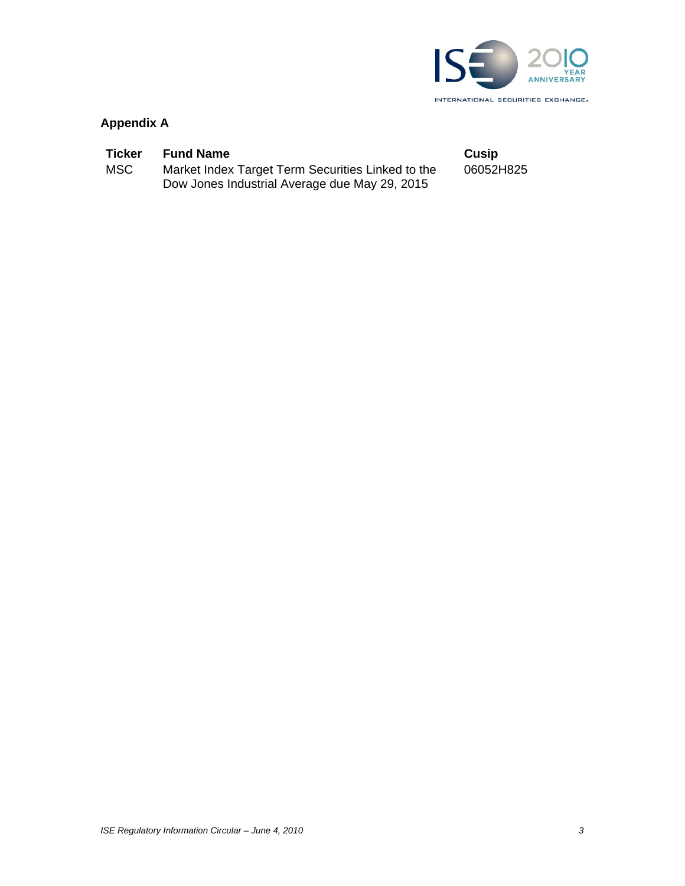## Appendix A

| Ticker | Fund Name | Cusip |
|---|---|---|
| MSC | Market Index Target Term Securities Linked to the Dow Jones Industrial Average due May 29, 2015 | 06052H825 |